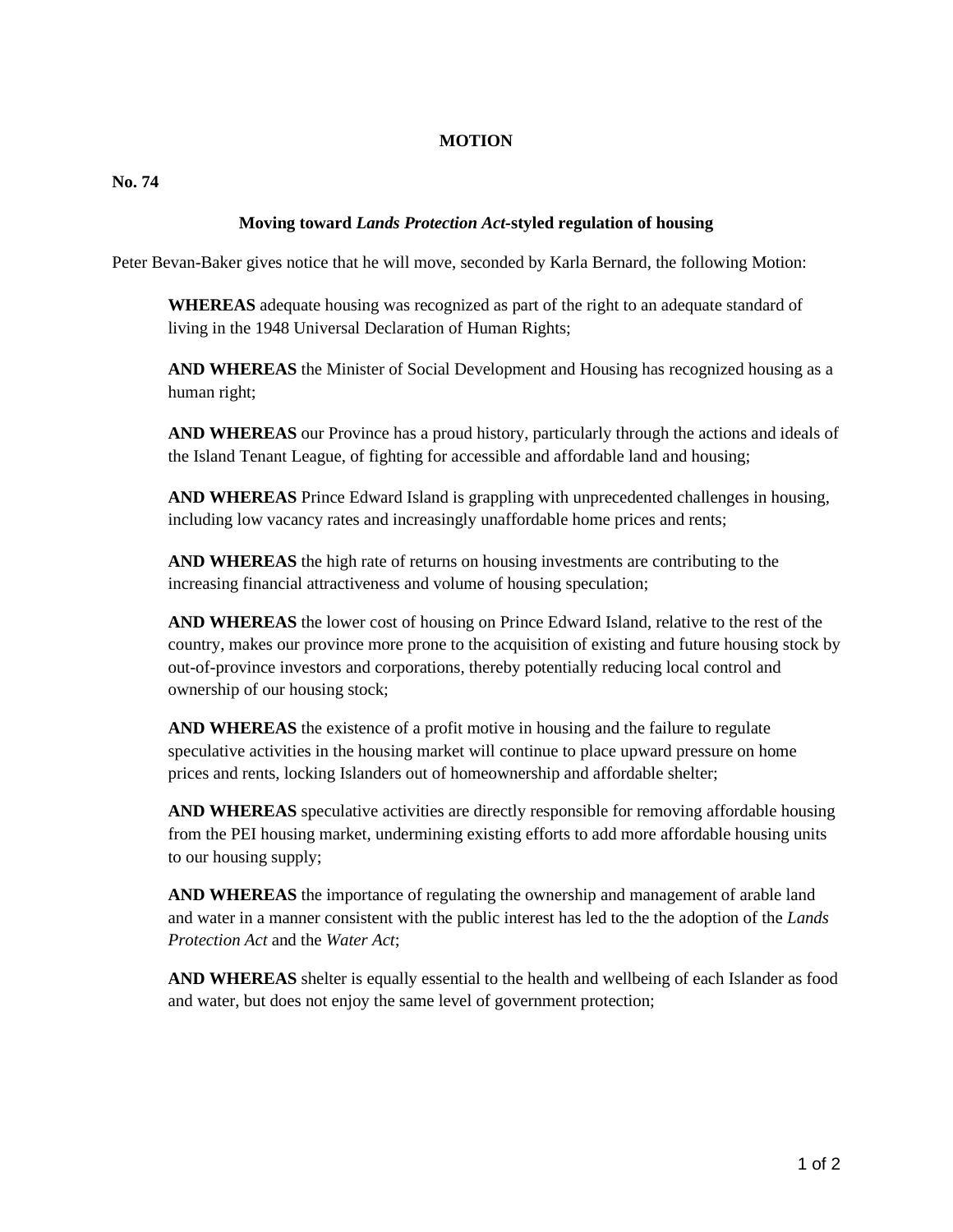# MOTION

**No. 74**

## Moving toward *Lands Protection Act*-styled regulation of housing

Peter Bevan-Baker gives notice that he will move, seconded by Karla Bernard, the following Motion:

**WHEREAS** adequate housing was recognized as part of the right to an adequate standard of living in the 1948 Universal Declaration of Human Rights;

**AND WHEREAS** the Minister of Social Development and Housing has recognized housing as a human right;

**AND WHEREAS** our Province has a proud history, particularly through the actions and ideals of the Island Tenant League, of fighting for accessible and affordable land and housing;

**AND WHEREAS** Prince Edward Island is grappling with unprecedented challenges in housing, including low vacancy rates and increasingly unaffordable home prices and rents;

**AND WHEREAS** the high rate of returns on housing investments are contributing to the increasing financial attractiveness and volume of housing speculation;

**AND WHEREAS** the lower cost of housing on Prince Edward Island, relative to the rest of the country, makes our province more prone to the acquisition of existing and future housing stock by out-of-province investors and corporations, thereby potentially reducing local control and ownership of our housing stock;

**AND WHEREAS** the existence of a profit motive in housing and the failure to regulate speculative activities in the housing market will continue to place upward pressure on home prices and rents, locking Islanders out of homeownership and affordable shelter;

**AND WHEREAS** speculative activities are directly responsible for removing affordable housing from the PEI housing market, undermining existing efforts to add more affordable housing units to our housing supply;

**AND WHEREAS** the importance of regulating the ownership and management of arable land and water in a manner consistent with the public interest has led to the the adoption of the *Lands Protection Act* and the *Water Act*;

**AND WHEREAS** shelter is equally essential to the health and wellbeing of each Islander as food and water, but does not enjoy the same level of government protection;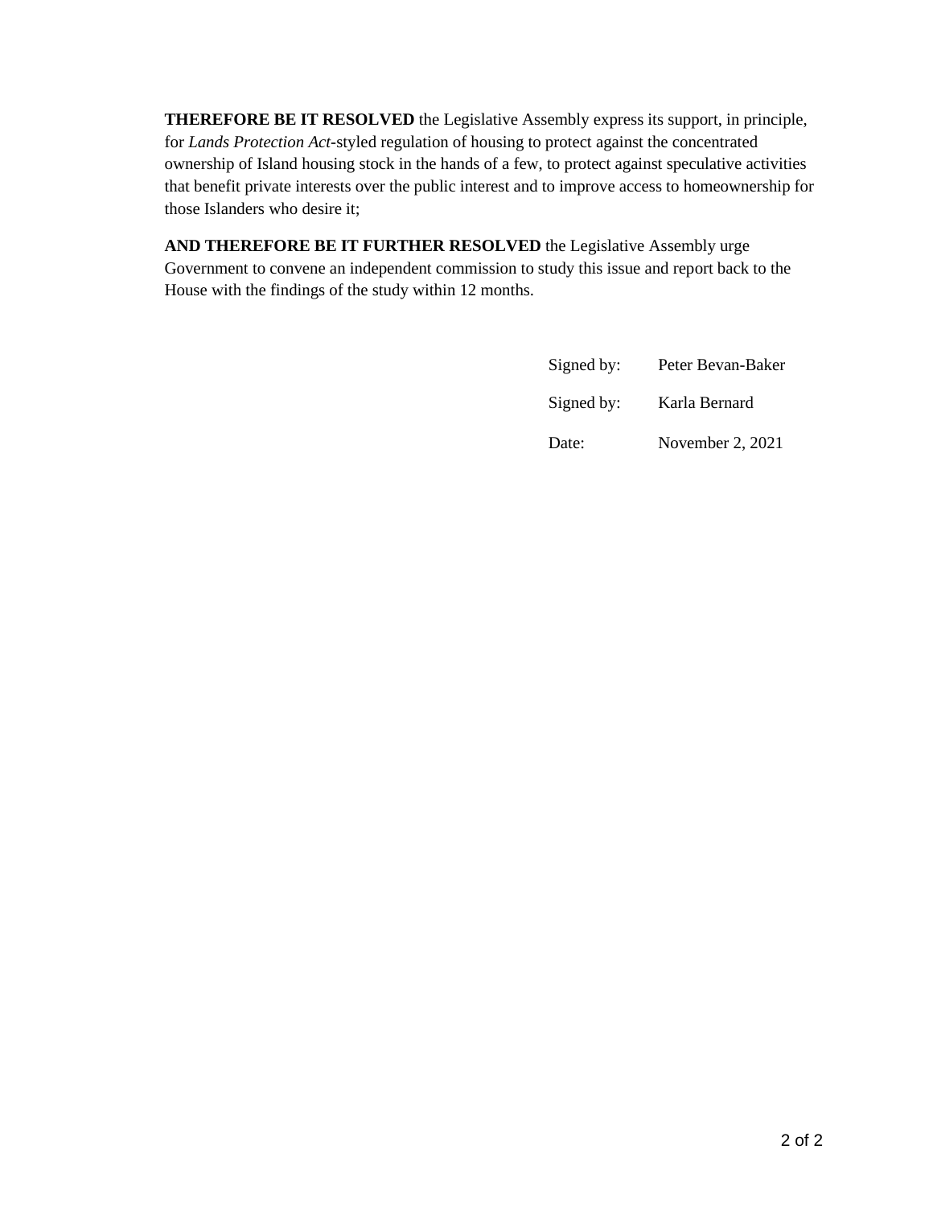**THEREFORE BE IT RESOLVED** the Legislative Assembly express its support, in principle, for *Lands Protection Act*-styled regulation of housing to protect against the concentrated ownership of Island housing stock in the hands of a few, to protect against speculative activities that benefit private interests over the public interest and to improve access to homeownership for those Islanders who desire it;

**AND THEREFORE BE IT FURTHER RESOLVED** the Legislative Assembly urge Government to convene an independent commission to study this issue and report back to the House with the findings of the study within 12 months.

| | |
|---|---|
| Signed by: | Peter Bevan-Baker |
| Signed by: | Karla Bernard |
| Date: | November 2, 2021 |